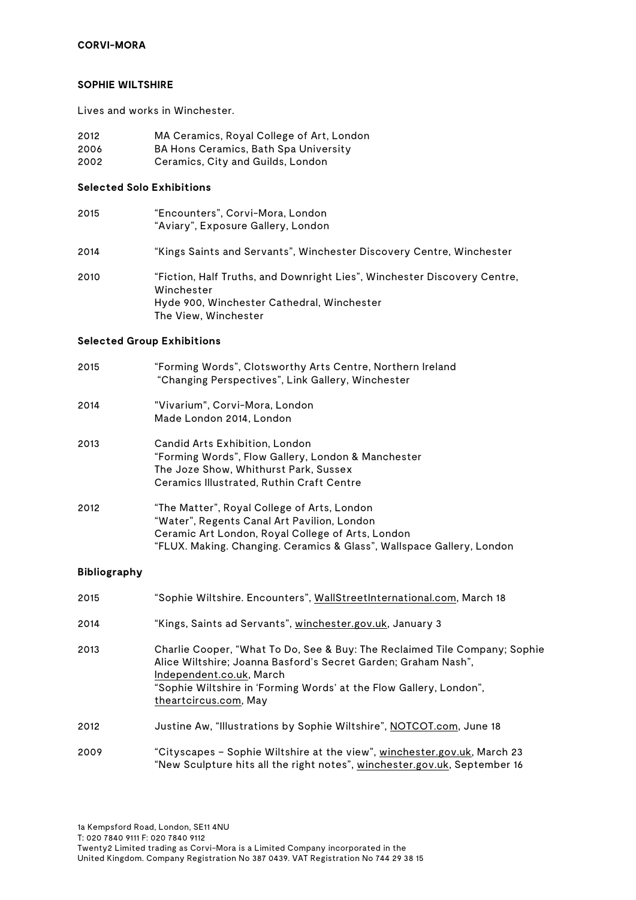**CORVI-MORA**

**SOPHIE WILTSHIRE**

Lives and works in Winchester.

2012 MA Ceramics, Royal College of Art, London
2006 BA Hons Ceramics, Bath Spa University
2002 Ceramics, City and Guilds, London

**Selected Solo Exhibitions**

2015 "Encounters", Corvi-Mora, London
"Aviary", Exposure Gallery, London

2014 "Kings Saints and Servants", Winchester Discovery Centre, Winchester

2010 "Fiction, Half Truths, and Downright Lies", Winchester Discovery Centre, Winchester
Hyde 900, Winchester Cathedral, Winchester
The View, Winchester

**Selected Group Exhibitions**

2015 "Forming Words", Clotsworthy Arts Centre, Northern Ireland
"Changing Perspectives", Link Gallery, Winchester

2014 "Vivarium", Corvi-Mora, London
Made London 2014, London

2013 Candid Arts Exhibition, London
"Forming Words", Flow Gallery, London & Manchester
The Joze Show, Whithurst Park, Sussex
Ceramics Illustrated, Ruthin Craft Centre

2012 "The Matter", Royal College of Arts, London
"Water", Regents Canal Art Pavilion, London
Ceramic Art London, Royal College of Arts, London
"FLUX. Making. Changing. Ceramics & Glass", Wallspace Gallery, London

**Bibliography**

2015 "Sophie Wiltshire. Encounters", WallStreetInternational.com, March 18

2014 "Kings, Saints ad Servants", winchester.gov.uk, January 3

2013 Charlie Cooper, "What To Do, See & Buy: The Reclaimed Tile Company; Sophie Alice Wiltshire; Joanna Basford's Secret Garden; Graham Nash", Independent.co.uk, March
"Sophie Wiltshire in 'Forming Words' at the Flow Gallery, London", theartcircus.com, May

2012 Justine Aw, "Illustrations by Sophie Wiltshire", NOTCOT.com, June 18

2009 "Cityscapes – Sophie Wiltshire at the view", winchester.gov.uk, March 23
"New Sculpture hits all the right notes", winchester.gov.uk, September 16

1a Kempsford Road, London, SE11 4NU
T: 020 7840 9111 F: 020 7840 9112
Twenty2 Limited trading as Corvi-Mora is a Limited Company incorporated in the United Kingdom. Company Registration No 387 0439. VAT Registration No 744 29 38 15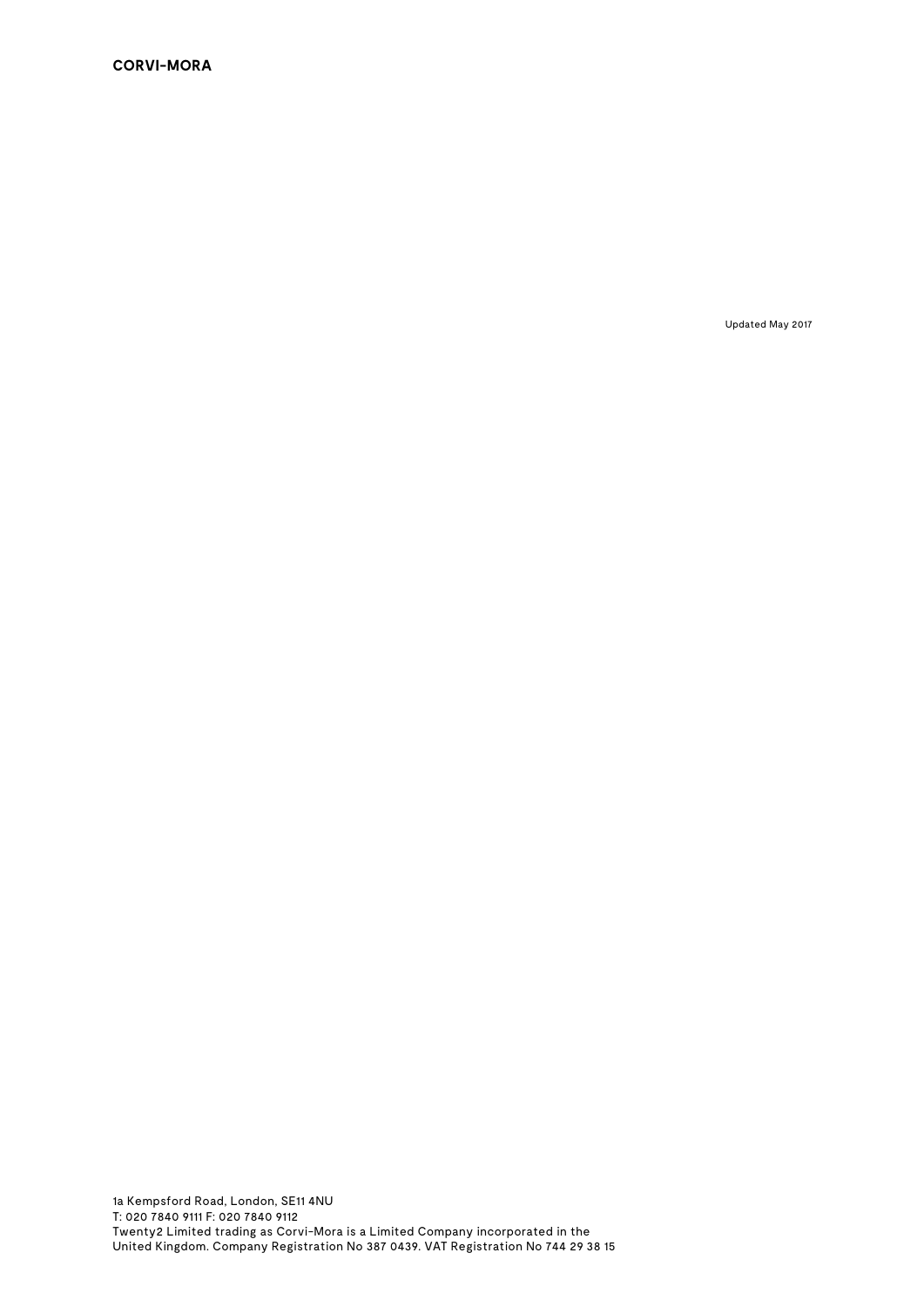Updated May 2017